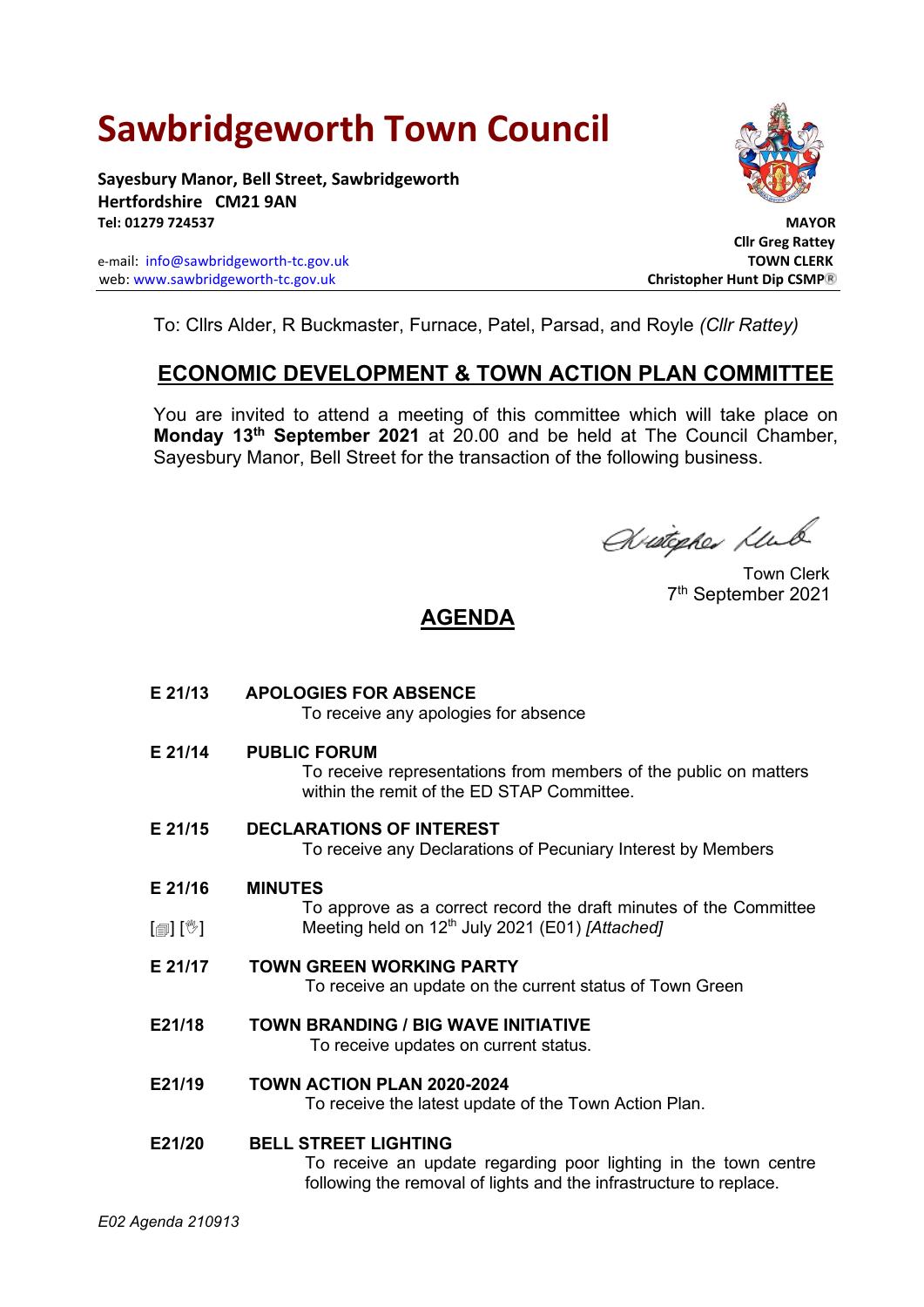# Sawbridgeworth Town Council

**Sayesbury Manor, Bell Street, Sawbridgeworth**
**Hertfordshire CM21 9AN**
**Tel: 01279 724537**

e-mail: info@sawbridgeworth-tc.gov.uk
web: www.sawbridgeworth-tc.gov.uk

**MAYOR**
**Cllr Greg Rattey**
**TOWN CLERK**
**Christopher Hunt Dip CSMP®**

To: Cllrs Alder, R Buckmaster, Furnace, Patel, Parsad, and Royle *(Cllr Rattey)*

## ECONOMIC DEVELOPMENT & TOWN ACTION PLAN COMMITTEE

You are invited to attend a meeting of this committee which will take place on **Monday 13th September 2021** at 20.00 and be held at The Council Chamber, Sayesbury Manor, Bell Street for the transaction of the following business.

Town Clerk
7th September 2021

## AGENDA

**E 21/13 APOLOGIES FOR ABSENCE**
To receive any apologies for absence

**E 21/14 PUBLIC FORUM**
To receive representations from members of the public on matters within the remit of the ED STAP Committee.

**E 21/15 DECLARATIONS OF INTEREST**
To receive any Declarations of Pecuniary Interest by Members

**E 21/16 MINUTES**
[📄] [✋] To approve as a correct record the draft minutes of the Committee Meeting held on 12th July 2021 (E01) *[Attached]*

**E 21/17 TOWN GREEN WORKING PARTY**
To receive an update on the current status of Town Green

**E21/18 TOWN BRANDING / BIG WAVE INITIATIVE**
To receive updates on current status.

**E21/19 TOWN ACTION PLAN 2020-2024**
To receive the latest update of the Town Action Plan.

**E21/20 BELL STREET LIGHTING**
To receive an update regarding poor lighting in the town centre following the removal of lights and the infrastructure to replace.

*E02 Agenda 210913*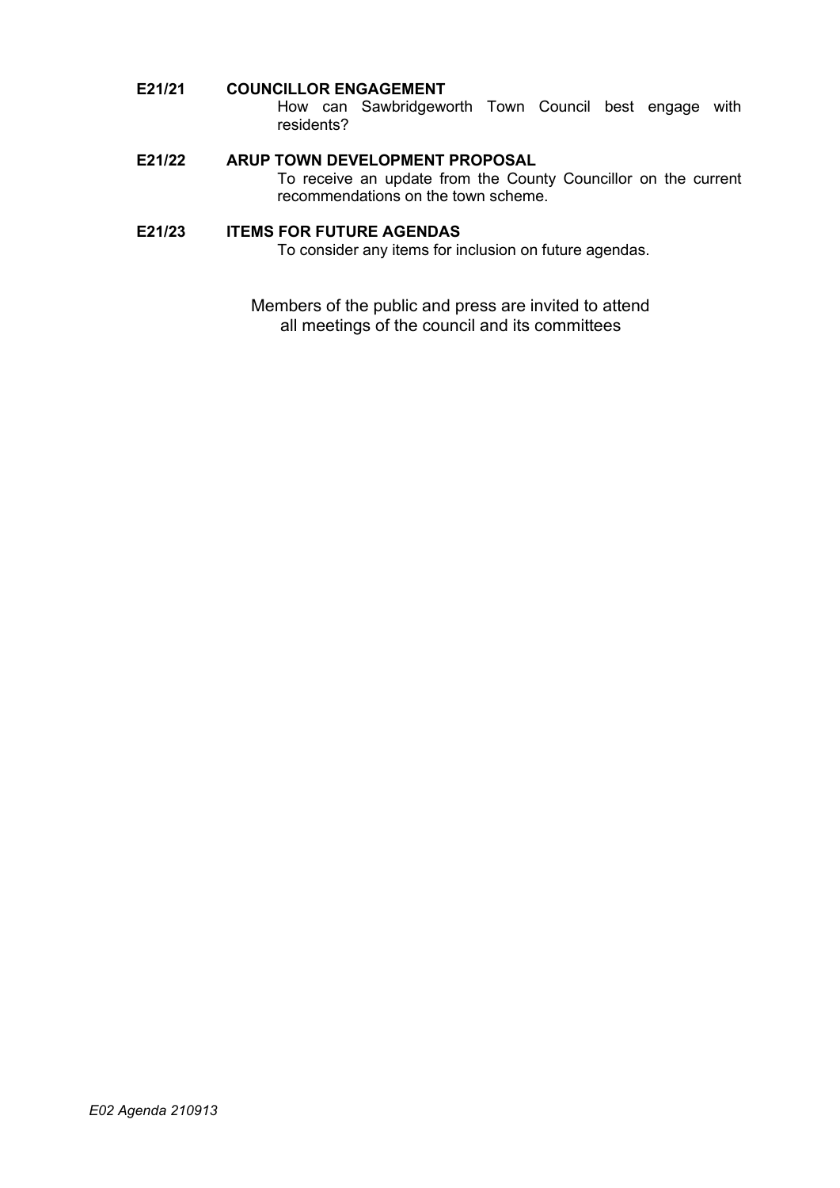**E21/21 COUNCILLOR ENGAGEMENT**

How can Sawbridgeworth Town Council best engage with residents?

**E21/22 ARUP TOWN DEVELOPMENT PROPOSAL**

To receive an update from the County Councillor on the current recommendations on the town scheme.

**E21/23 ITEMS FOR FUTURE AGENDAS**

To consider any items for inclusion on future agendas.

Members of the public and press are invited to attend all meetings of the council and its committees